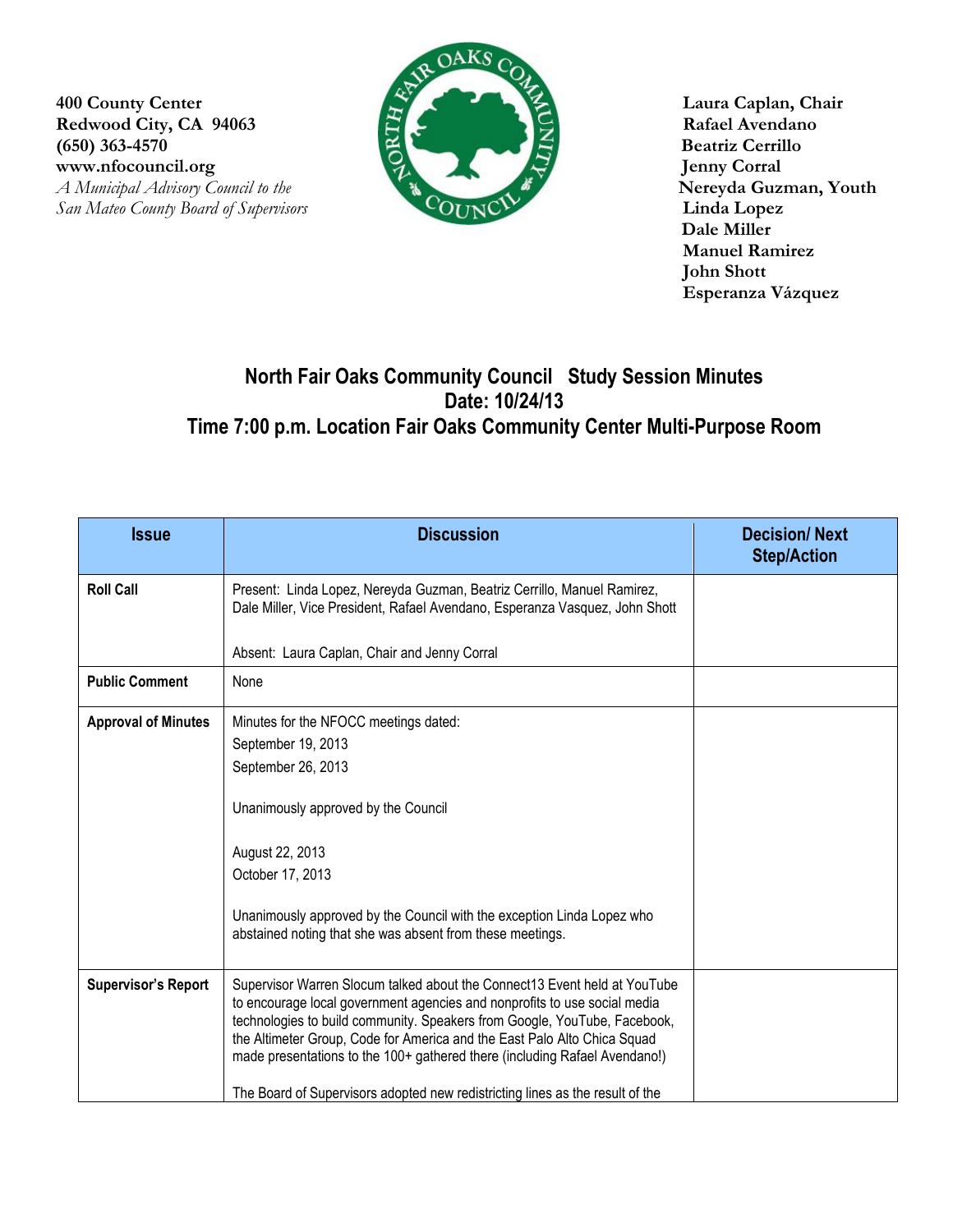400 County Center
Redwood City, CA 94063
(650) 363-4570
www.nfocouncil.org
*A Municipal Advisory Council to the San Mateo County Board of Supervisors*

**Laura Caplan, Chair**
**Rafael Avendano**
**Beatriz Cerrillo**
**Jenny Corral**
**Nereyda Guzman, Youth**
**Linda Lopez**
**Dale Miller**
**Manuel Ramirez**
**John Shott**
**Esperanza Vázquez**

# North Fair Oaks Community Council Study Session Minutes
## Date: 10/24/13
## Time 7:00 p.m. Location Fair Oaks Community Center Multi-Purpose Room

| Issue | Discussion | Decision/ Next Step/Action |
|---|---|---|
| **Roll Call** | Present: Linda Lopez, Nereyda Guzman, Beatriz Cerrillo, Manuel Ramirez, Dale Miller, Vice President, Rafael Avendano, Esperanza Vasquez, John Shott<br><br>Absent: Laura Caplan, Chair and Jenny Corral | |
| **Public Comment** | None | |
| **Approval of Minutes** | Minutes for the NFOCC meetings dated:<br>September 19, 2013<br>September 26, 2013<br><br>Unanimously approved by the Council<br><br>August 22, 2013<br>October 17, 2013<br><br>Unanimously approved by the Council with the exception Linda Lopez who abstained noting that she was absent from these meetings. | |
| **Supervisor's Report** | Supervisor Warren Slocum talked about the Connect13 Event held at YouTube to encourage local government agencies and nonprofits to use social media technologies to build community. Speakers from Google, YouTube, Facebook, the Altimeter Group, Code for America and the East Palo Alto Chica Squad made presentations to the 100+ gathered there (including Rafael Avendano!)<br><br>The Board of Supervisors adopted new redistricting lines as the result of the | |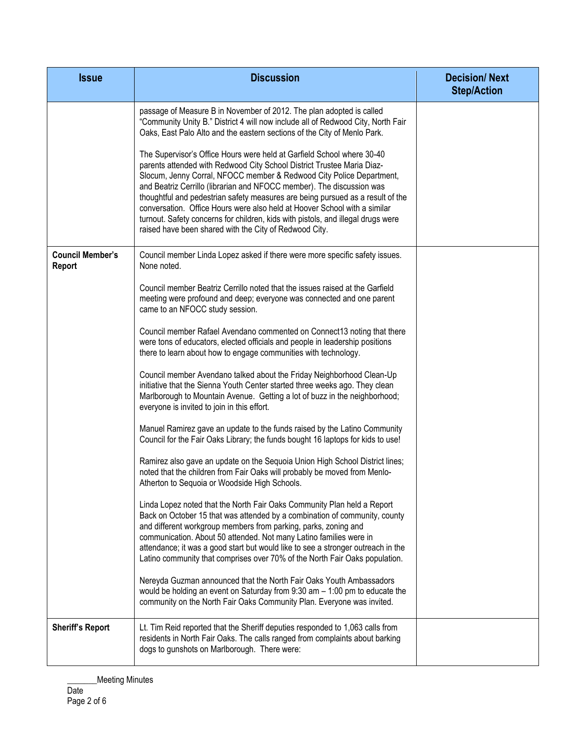| Issue | Discussion | Decision/ Next Step/Action |
|---|---|---|
| | passage of Measure B in November of 2012. The plan adopted is called "Community Unity B." District 4 will now include all of Redwood City, North Fair Oaks, East Palo Alto and the eastern sections of the City of Menlo Park.<br><br>The Supervisor's Office Hours were held at Garfield School where 30-40 parents attended with Redwood City School District Trustee Maria Diaz-Slocum, Jenny Corral, NFOCC member & Redwood City Police Department, and Beatriz Cerrillo (librarian and NFOCC member). The discussion was thoughtful and pedestrian safety measures are being pursued as a result of the conversation. Office Hours were also held at Hoover School with a similar turnout. Safety concerns for children, kids with pistols, and illegal drugs were raised have been shared with the City of Redwood City. | |
| **Council Member's Report** | Council member Linda Lopez asked if there were more specific safety issues. None noted.<br><br>Council member Beatriz Cerrillo noted that the issues raised at the Garfield meeting were profound and deep; everyone was connected and one parent came to an NFOCC study session.<br><br>Council member Rafael Avendano commented on Connect13 noting that there were tons of educators, elected officials and people in leadership positions there to learn about how to engage communities with technology.<br><br>Council member Avendano talked about the Friday Neighborhood Clean-Up initiative that the Sienna Youth Center started three weeks ago. They clean Marlborough to Mountain Avenue. Getting a lot of buzz in the neighborhood; everyone is invited to join in this effort.<br><br>Manuel Ramirez gave an update to the funds raised by the Latino Community Council for the Fair Oaks Library; the funds bought 16 laptops for kids to use!<br><br>Ramirez also gave an update on the Sequoia Union High School District lines; noted that the children from Fair Oaks will probably be moved from Menlo-Atherton to Sequoia or Woodside High Schools.<br><br>Linda Lopez noted that the North Fair Oaks Community Plan held a Report Back on October 15 that was attended by a combination of community, county and different workgroup members from parking, parks, zoning and communication. About 50 attended. Not many Latino families were in attendance; it was a good start but would like to see a stronger outreach in the Latino community that comprises over 70% of the North Fair Oaks population.<br><br>Nereyda Guzman announced that the North Fair Oaks Youth Ambassadors would be holding an event on Saturday from 9:30 am – 1:00 pm to educate the community on the North Fair Oaks Community Plan. Everyone was invited. | |
| **Sheriff's Report** | Lt. Tim Reid reported that the Sheriff deputies responded to 1,063 calls from residents in North Fair Oaks. The calls ranged from complaints about barking dogs to gunshots on Marlborough. There were: | |

_______Meeting Minutes
Date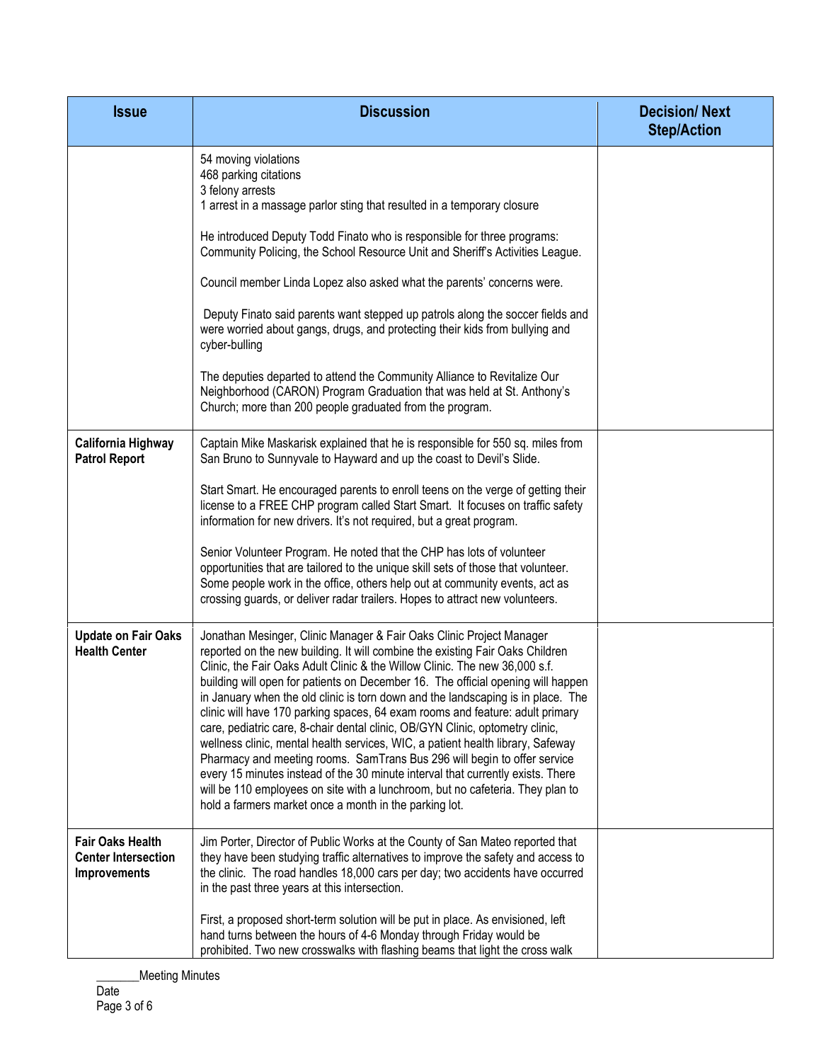| Issue | Discussion | Decision/ Next Step/Action |
|---|---|---|
| | 54 moving violations<br>468 parking citations<br>3 felony arrests<br>1 arrest in a massage parlor sting that resulted in a temporary closure<br><br>He introduced Deputy Todd Finato who is responsible for three programs: Community Policing, the School Resource Unit and Sheriff's Activities League.<br><br>Council member Linda Lopez also asked what the parents' concerns were.<br><br>Deputy Finato said parents want stepped up patrols along the soccer fields and were worried about gangs, drugs, and protecting their kids from bullying and cyber-bulling<br><br>The deputies departed to attend the Community Alliance to Revitalize Our Neighborhood (CARON) Program Graduation that was held at St. Anthony's Church; more than 200 people graduated from the program. | |
| **California Highway Patrol Report** | Captain Mike Maskarisk explained that he is responsible for 550 sq. miles from San Bruno to Sunnyvale to Hayward and up the coast to Devil's Slide.<br><br>Start Smart. He encouraged parents to enroll teens on the verge of getting their license to a FREE CHP program called Start Smart. It focuses on traffic safety information for new drivers. It's not required, but a great program.<br><br>Senior Volunteer Program. He noted that the CHP has lots of volunteer opportunities that are tailored to the unique skill sets of those that volunteer. Some people work in the office, others help out at community events, act as crossing guards, or deliver radar trailers. Hopes to attract new volunteers. | |
| **Update on Fair Oaks Health Center** | Jonathan Mesinger, Clinic Manager & Fair Oaks Clinic Project Manager reported on the new building. It will combine the existing Fair Oaks Children Clinic, the Fair Oaks Adult Clinic & the Willow Clinic. The new 36,000 s.f. building will open for patients on December 16. The official opening will happen in January when the old clinic is torn down and the landscaping is in place. The clinic will have 170 parking spaces, 64 exam rooms and feature: adult primary care, pediatric care, 8-chair dental clinic, OB/GYN Clinic, optometry clinic, wellness clinic, mental health services, WIC, a patient health library, Safeway Pharmacy and meeting rooms. SamTrans Bus 296 will begin to offer service every 15 minutes instead of the 30 minute interval that currently exists. There will be 110 employees on site with a lunchroom, but no cafeteria. They plan to hold a farmers market once a month in the parking lot. | |
| **Fair Oaks Health Center Intersection Improvements** | Jim Porter, Director of Public Works at the County of San Mateo reported that they have been studying traffic alternatives to improve the safety and access to the clinic. The road handles 18,000 cars per day; two accidents have occurred in the past three years at this intersection.<br><br>First, a proposed short-term solution will be put in place. As envisioned, left hand turns between the hours of 4-6 Monday through Friday would be prohibited. Two new crosswalks with flashing beams that light the cross walk | |

_______Meeting Minutes
Date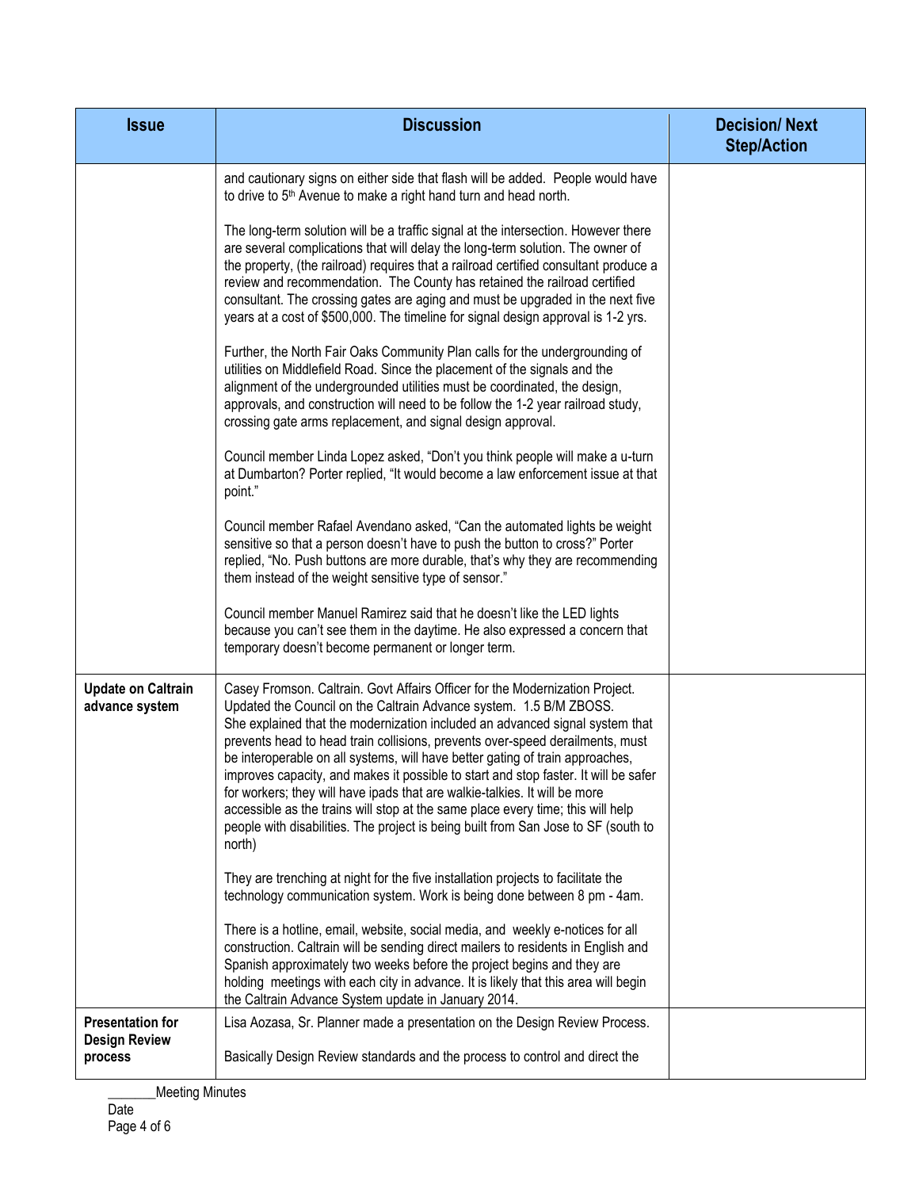| Issue | Discussion | Decision/ Next Step/Action |
|---|---|---|
| | and cautionary signs on either side that flash will be added. People would have to drive to 5th Avenue to make a right hand turn and head north.<br><br>The long-term solution will be a traffic signal at the intersection. However there are several complications that will delay the long-term solution. The owner of the property, (the railroad) requires that a railroad certified consultant produce a review and recommendation. The County has retained the railroad certified consultant. The crossing gates are aging and must be upgraded in the next five years at a cost of $500,000. The timeline for signal design approval is 1-2 yrs.<br><br>Further, the North Fair Oaks Community Plan calls for the undergrounding of utilities on Middlefield Road. Since the placement of the signals and the alignment of the undergrounded utilities must be coordinated, the design, approvals, and construction will need to be follow the 1-2 year railroad study, crossing gate arms replacement, and signal design approval.<br><br>Council member Linda Lopez asked, "Don't you think people will make a u-turn at Dumbarton? Porter replied, "It would become a law enforcement issue at that point."<br><br>Council member Rafael Avendano asked, "Can the automated lights be weight sensitive so that a person doesn't have to push the button to cross?" Porter replied, "No. Push buttons are more durable, that's why they are recommending them instead of the weight sensitive type of sensor."<br><br>Council member Manuel Ramirez said that he doesn't like the LED lights because you can't see them in the daytime. He also expressed a concern that temporary doesn't become permanent or longer term. | |
| **Update on Caltrain advance system** | Casey Fromson. Caltrain. Govt Affairs Officer for the Modernization Project. Updated the Council on the Caltrain Advance system. 1.5 B/M ZBOSS. She explained that the modernization included an advanced signal system that prevents head to head train collisions, prevents over-speed derailments, must be interoperable on all systems, will have better gating of train approaches, improves capacity, and makes it possible to start and stop faster. It will be safer for workers; they will have ipads that are walkie-talkies. It will be more accessible as the trains will stop at the same place every time; this will help people with disabilities. The project is being built from San Jose to SF (south to north)<br><br>They are trenching at night for the five installation projects to facilitate the technology communication system. Work is being done between 8 pm - 4am.<br><br>There is a hotline, email, website, social media, and weekly e-notices for all construction. Caltrain will be sending direct mailers to residents in English and Spanish approximately two weeks before the project begins and they are holding meetings with each city in advance. It is likely that this area will begin the Caltrain Advance System update in January 2014. | |
| **Presentation for Design Review process** | Lisa Aozasa, Sr. Planner made a presentation on the Design Review Process.<br><br>Basically Design Review standards and the process to control and direct the | |

_______Meeting Minutes
Date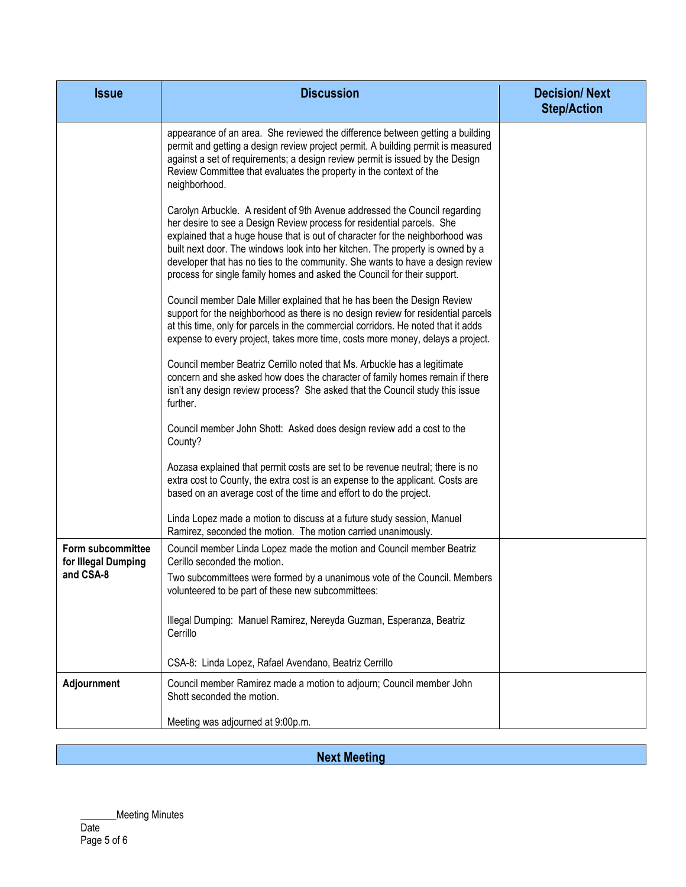| Issue | Discussion | Decision/ Next Step/Action |
|---|---|---|
| | appearance of an area. She reviewed the difference between getting a building permit and getting a design review project permit. A building permit is measured against a set of requirements; a design review permit is issued by the Design Review Committee that evaluates the property in the context of the neighborhood.<br><br>Carolyn Arbuckle. A resident of 9th Avenue addressed the Council regarding her desire to see a Design Review process for residential parcels. She explained that a huge house that is out of character for the neighborhood was built next door. The windows look into her kitchen. The property is owned by a developer that has no ties to the community. She wants to have a design review process for single family homes and asked the Council for their support.<br><br>Council member Dale Miller explained that he has been the Design Review support for the neighborhood as there is no design review for residential parcels at this time, only for parcels in the commercial corridors. He noted that it adds expense to every project, takes more time, costs more money, delays a project.<br><br>Council member Beatriz Cerrillo noted that Ms. Arbuckle has a legitimate concern and she asked how does the character of family homes remain if there isn't any design review process? She asked that the Council study this issue further.<br><br>Council member John Shott: Asked does design review add a cost to the County?<br><br>Aozasa explained that permit costs are set to be revenue neutral; there is no extra cost to County, the extra cost is an expense to the applicant. Costs are based on an average cost of the time and effort to do the project.<br><br>Linda Lopez made a motion to discuss at a future study session, Manuel Ramirez, seconded the motion. The motion carried unanimously. | |
| **Form subcommittee for Illegal Dumping and CSA-8** | Council member Linda Lopez made the motion and Council member Beatriz Cerillo seconded the motion.<br>Two subcommittees were formed by a unanimous vote of the Council. Members volunteered to be part of these new subcommittees:<br><br>Illegal Dumping: Manuel Ramirez, Nereyda Guzman, Esperanza, Beatriz Cerrillo<br><br>CSA-8: Linda Lopez, Rafael Avendano, Beatriz Cerrillo | |
| **Adjournment** | Council member Ramirez made a motion to adjourn; Council member John Shott seconded the motion.<br><br>Meeting was adjourned at 9:00p.m. | |

## Next Meeting

_______Meeting Minutes
Date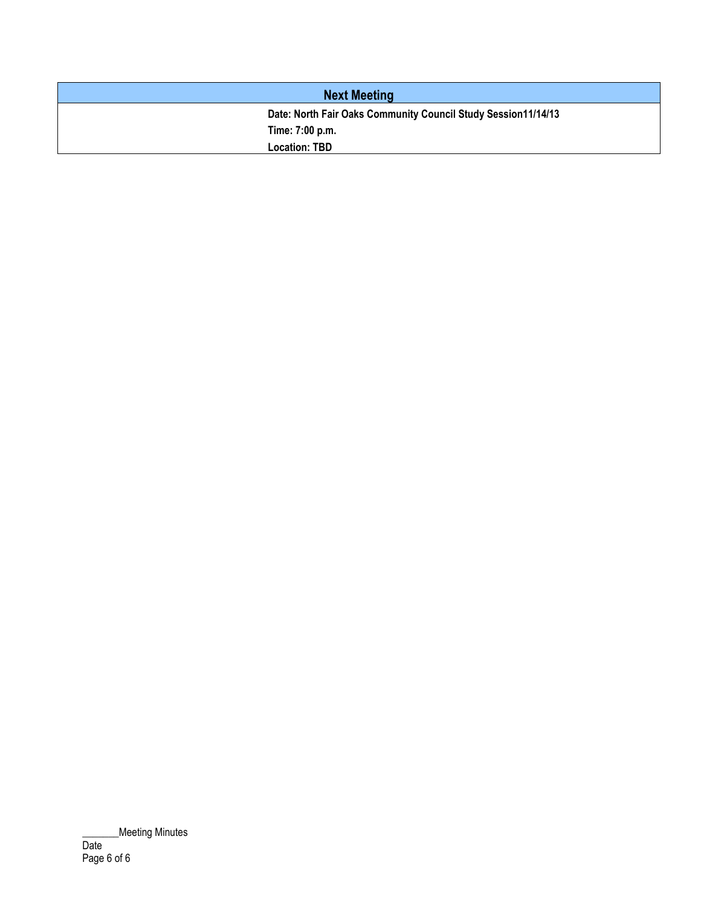| Next Meeting |
| --- |
| **Date: North Fair Oaks Community Council Study Session11/14/13** |
| **Time: 7:00 p.m.** |
| **Location: TBD** |